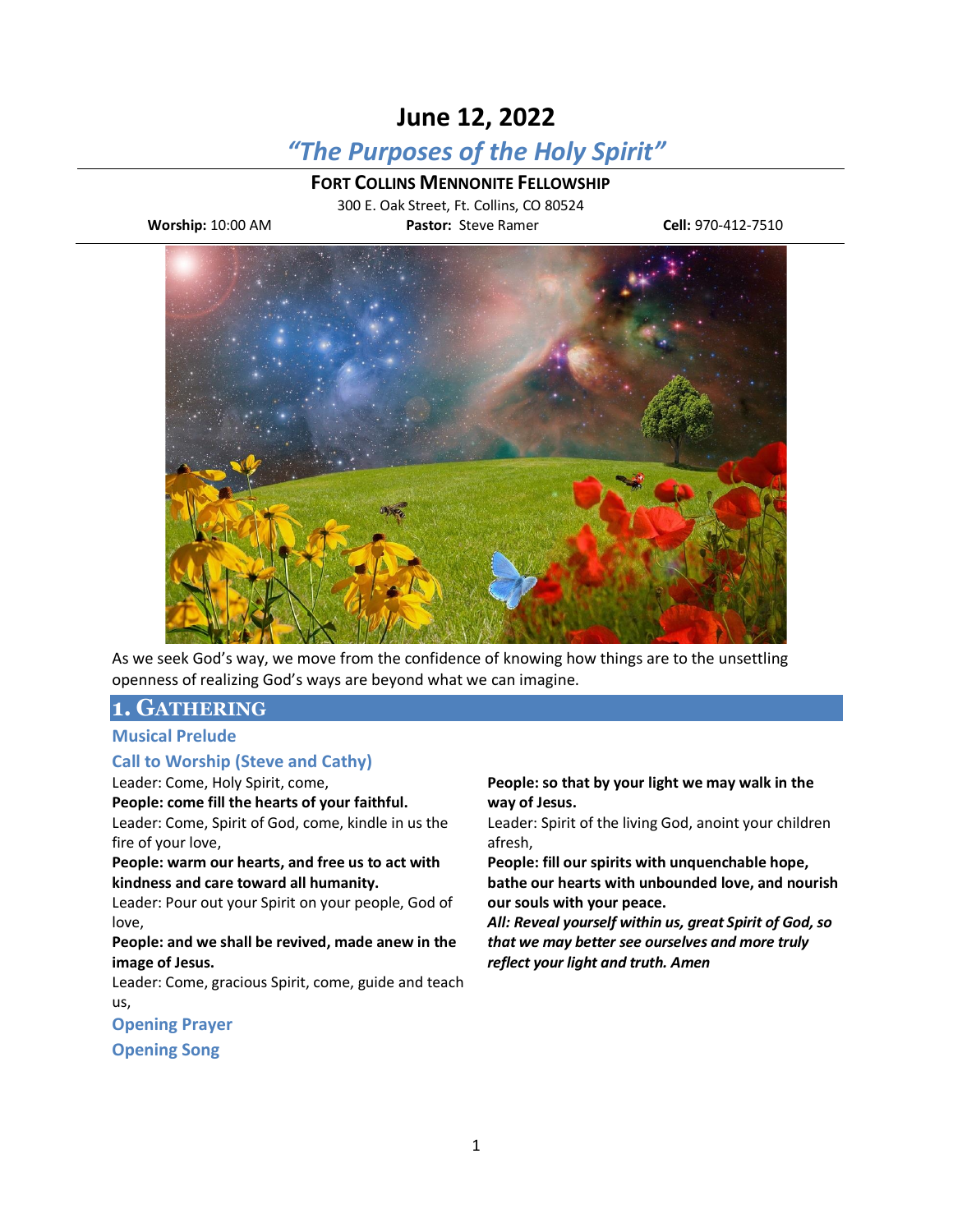# June 12, 2022

## *“The Purposes of the Holy Spirit”*

**FORT COLLINS MENNONITE FELLOWSHIP**

300 E. Oak Street, Ft. Collins, CO 80524

**Worship:** 10:00 AM **Pastor:** Steve Ramer **Cell:** 970-412-7510

As we seek God’s way, we move from the confidence of knowing how things are to the unsettling openness of realizing God’s ways are beyond what we can imagine.

## 1. GATHERING

### Musical Prelude

### Call to Worship (Steve and Cathy)

Leader: Come, Holy Spirit, come,

**People: come fill the hearts of your faithful.**

Leader: Come, Spirit of God, come, kindle in us the fire of your love,

**People: warm our hearts, and free us to act with kindness and care toward all humanity.**

Leader: Pour out your Spirit on your people, God of love,

**People: and we shall be revived, made anew in the image of Jesus.**

Leader: Come, gracious Spirit, come, guide and teach us,

**People: so that by your light we may walk in the way of Jesus.**

Leader: Spirit of the living God, anoint your children afresh,

**People: fill our spirits with unquenchable hope, bathe our hearts with unbounded love, and nourish our souls with your peace.**

***All: Reveal yourself within us, great Spirit of God, so that we may better see ourselves and more truly reflect your light and truth. Amen***

### Opening Prayer

### Opening Song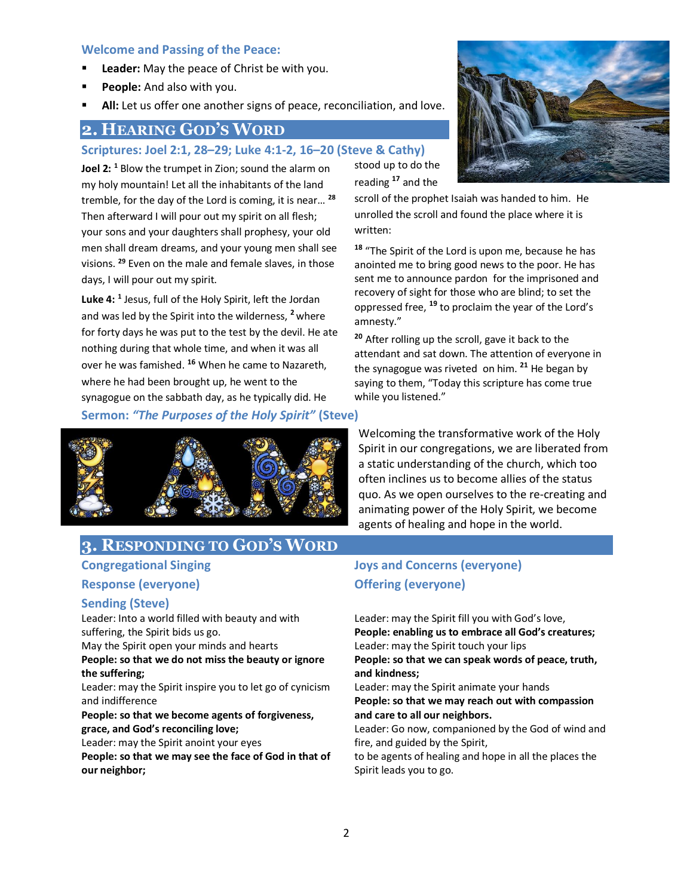### Welcome and Passing of the Peace:

- **Leader:** May the peace of Christ be with you.
- **People:** And also with you.
- **All:** Let us offer one another signs of peace, reconciliation, and love.

## 2. Hearing God's Word

### Scriptures: Joel 2:1, 28–29; Luke 4:1-2, 16–20 (Steve & Cathy)

**Joel 2:** [1] Blow the trumpet in Zion; sound the alarm on my holy mountain! Let all the inhabitants of the land tremble, for the day of the Lord is coming, it is near… [28] Then afterward I will pour out my spirit on all flesh; your sons and your daughters shall prophesy, your old men shall dream dreams, and your young men shall see visions. [29] Even on the male and female slaves, in those days, I will pour out my spirit.

**Luke 4:** [1] Jesus, full of the Holy Spirit, left the Jordan and was led by the Spirit into the wilderness, [2] where for forty days he was put to the test by the devil. He ate nothing during that whole time, and when it was all over he was famished. [16] When he came to Nazareth, where he had been brought up, he went to the synagogue on the sabbath day, as he typically did. He stood up to do the reading [17] and the scroll of the prophet Isaiah was handed to him. He unrolled the scroll and found the place where it is written:

[18] "The Spirit of the Lord is upon me, because he has anointed me to bring good news to the poor. He has sent me to announce pardon for the imprisoned and recovery of sight for those who are blind; to set the oppressed free, [19] to proclaim the year of the Lord's amnesty."

[20] After rolling up the scroll, gave it back to the attendant and sat down. The attention of everyone in the synagogue was riveted on him. [21] He began by saying to them, "Today this scripture has come true while you listened."

### Sermon: *"The Purposes of the Holy Spirit"* (Steve)

Welcoming the transformative work of the Holy Spirit in our congregations, we are liberated from a static understanding of the church, which too often inclines us to become allies of the status quo. As we open ourselves to the re-creating and animating power of the Holy Spirit, we become agents of healing and hope in the world.

## 3. Responding to God's Word

### Congregational Singing

### Response (everyone)

### Sending (Steve)

Leader: Into a world filled with beauty and with suffering, the Spirit bids us go.
May the Spirit open your minds and hearts
**People: so that we do not miss the beauty or ignore the suffering;**
Leader: may the Spirit inspire you to let go of cynicism and indifference
**People: so that we become agents of forgiveness, grace, and God's reconciling love;**
Leader: may the Spirit anoint your eyes
**People: so that we may see the face of God in that of our neighbor;**
Leader: may the Spirit fill you with God's love,
**People: enabling us to embrace all God's creatures;**
Leader: may the Spirit touch your lips
**People: so that we can speak words of peace, truth, and kindness;**
Leader: may the Spirit animate your hands
**People: so that we may reach out with compassion and care to all our neighbors.**
Leader: Go now, companioned by the God of wind and fire, and guided by the Spirit,
to be agents of healing and hope in all the places the Spirit leads you to go.

### Joys and Concerns (everyone)

### Offering (everyone)